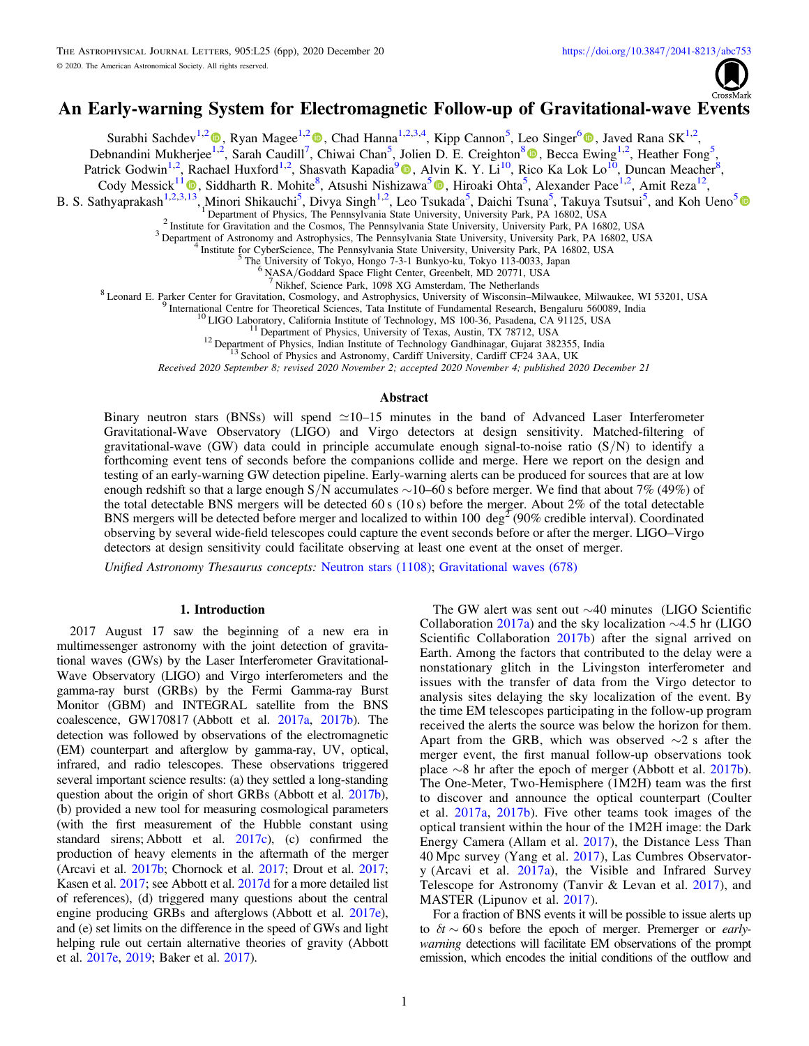# An Early-warning System for Electromagnetic Follow-up of Gravitational-wave Events

Surabhi Sachdev[1,2], Ryan Magee[1,2], Chad Hanna[1,2,3,4], Kipp Cannon[5], Leo Singer[6], Javed Rana SK[1,2], Debnandini Mukherjee[1,2], Sarah Caudill[7], Chiwai Chan[5], Jolien D. E. Creighton[8], Becca Ewing[1,2], Heather Fong[5], Patrick Godwin[1,2], Rachael Huxford[1,2], Shasvath Kapadia[9], Alvin K. Y. Li[10], Rico Ka Lok Lo[10], Duncan Meacher[8], Cody Messick[11], Siddharth R. Mohite[8], Atsushi Nishizawa[5], Hiroaki Ohta[5], Alexander Pace[1,2], Amit Reza[12], B. S. Sathyaprakash[1,2,3,13], Minori Shikauchi[5], Divya Singh[1,2], Leo Tsukada[5], Daichi Tsuna[5], Takuya Tsutsui[5], and Koh Ueno[5]

[1] Department of Physics, The Pennsylvania State University, University Park, PA 16802, USA
[2] Institute for Gravitation and the Cosmos, The Pennsylvania State University, University Park, PA 16802, USA
[3] Department of Astronomy and Astrophysics, The Pennsylvania State University, University Park, PA 16802, USA
[4] Institute for CyberScience, The Pennsylvania State University, University Park, PA 16802, USA
[5] The University of Tokyo, Hongo 7-3-1 Bunkyo-ku, Tokyo 113-0033, Japan
[6] NASA/Goddard Space Flight Center, Greenbelt, MD 20771, USA
[7] Nikhef, Science Park, 1098 XG Amsterdam, The Netherlands
[8] Leonard E. Parker Center for Gravitation, Cosmology, and Astrophysics, University of Wisconsin–Milwaukee, Milwaukee, WI 53201, USA
[9] International Centre for Theoretical Sciences, Tata Institute of Fundamental Research, Bengaluru 560089, India
[10] LIGO Laboratory, California Institute of Technology, MS 100-36, Pasadena, CA 91125, USA
[11] Department of Physics, University of Texas, Austin, TX 78712, USA
[12] Department of Physics, Indian Institute of Technology Gandhinagar, Gujarat 382355, India
[13] School of Physics and Astronomy, Cardiff University, Cardiff CF24 3AA, UK

*Received 2020 September 8; revised 2020 November 2; accepted 2020 November 4; published 2020 December 21*

## Abstract

Binary neutron stars (BNSs) will spend $\simeq$10–15 minutes in the band of Advanced Laser Interferometer Gravitational-Wave Observatory (LIGO) and Virgo detectors at design sensitivity. Matched-filtering of gravitational-wave (GW) data could in principle accumulate enough signal-to-noise ratio (S/N) to identify a forthcoming event tens of seconds before the companions collide and merge. Here we report on the design and testing of an early-warning GW detection pipeline. Early-warning alerts can be produced for sources that are at low enough redshift so that a large enough S/N accumulates $\sim$10–60 s before merger. We find that about 7% (49%) of the total detectable BNS mergers will be detected 60 s (10 s) before the merger. About 2% of the total detectable BNS mergers will be detected before merger and localized to within 100 deg$^2$ (90% credible interval). Coordinated observing by several wide-field telescopes could capture the event seconds before or after the merger. LIGO–Virgo detectors at design sensitivity could facilitate observing at least one event at the onset of merger.

*Unified Astronomy Thesaurus concepts:* Neutron stars (1108); Gravitational waves (678)

## 1. Introduction

2017 August 17 saw the beginning of a new era in multimessenger astronomy with the joint detection of gravitational waves (GWs) by the Laser Interferometer Gravitational-Wave Observatory (LIGO) and Virgo interferometers and the gamma-ray burst (GRBs) by the Fermi Gamma-ray Burst Monitor (GBM) and INTEGRAL satellite from the BNS coalescence, GW170817 (Abbott et al. 2017a, 2017b). The detection was followed by observations of the electromagnetic (EM) counterpart and afterglow by gamma-ray, UV, optical, infrared, and radio telescopes. These observations triggered several important science results: (a) they settled a long-standing question about the origin of short GRBs (Abbott et al. 2017b), (b) provided a new tool for measuring cosmological parameters (with the first measurement of the Hubble constant using standard sirens; Abbott et al. 2017c), (c) confirmed the production of heavy elements in the aftermath of the merger (Arcavi et al. 2017b; Chornock et al. 2017; Drout et al. 2017; Kasen et al. 2017; see Abbott et al. 2017d for a more detailed list of references), (d) triggered many questions about the central engine producing GRBs and afterglows (Abbott et al. 2017e), and (e) set limits on the difference in the speed of GWs and light helping rule out certain alternative theories of gravity (Abbott et al. 2017e, 2019; Baker et al. 2017).

The GW alert was sent out $\sim$40 minutes (LIGO Scientific Collaboration 2017a) and the sky localization $\sim$4.5 hr (LIGO Scientific Collaboration 2017b) after the signal arrived on Earth. Among the factors that contributed to the delay were a nonstationary glitch in the Livingston interferometer and issues with the transfer of data from the Virgo detector to analysis sites delaying the sky localization of the event. By the time EM telescopes participating in the follow-up program received the alerts the source was below the horizon for them. Apart from the GRB, which was observed $\sim$2 s after the merger event, the first manual follow-up observations took place $\sim$8 hr after the epoch of merger (Abbott et al. 2017b). The One-Meter, Two-Hemisphere (1M2H) team was the first to discover and announce the optical counterpart (Coulter et al. 2017a, 2017b). Five other teams took images of the optical transient within the hour of the 1M2H image: the Dark Energy Camera (Allam et al. 2017), the Distance Less Than 40 Mpc survey (Yang et al. 2017), Las Cumbres Observatory (Arcavi et al. 2017a), the Visible and Infrared Survey Telescope for Astronomy (Tanvir & Levan et al. 2017), and MASTER (Lipunov et al. 2017).

For a fraction of BNS events it will be possible to issue alerts up to $\delta t \sim 60$ s before the epoch of merger. Premerger or *early-warning* detections will facilitate EM observations of the prompt emission, which encodes the initial conditions of the outflow and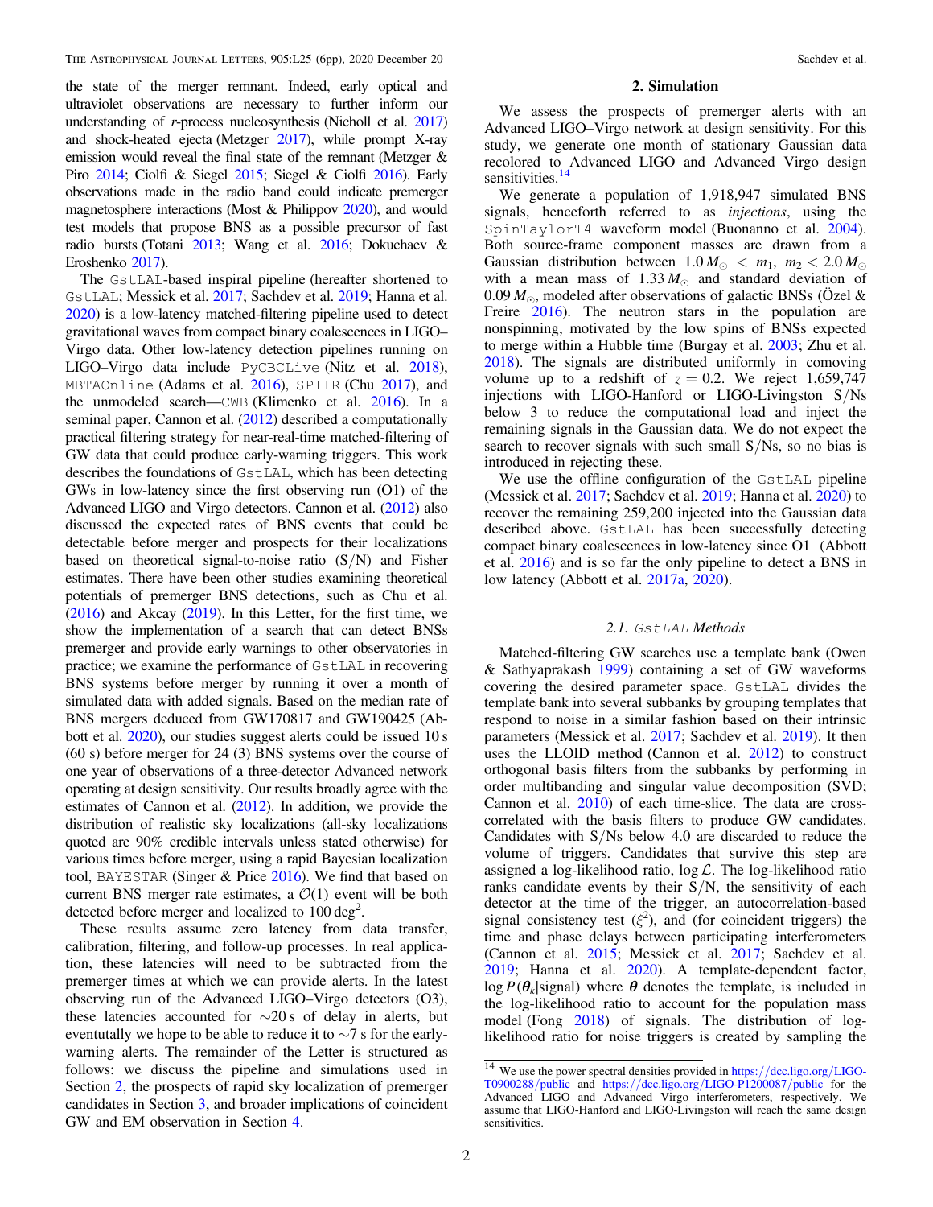the state of the merger remnant. Indeed, early optical and ultraviolet observations are necessary to further inform our understanding of *r*-process nucleosynthesis (Nicholl et al. 2017) and shock-heated ejecta (Metzger 2017), while prompt X-ray emission would reveal the final state of the remnant (Metzger & Piro 2014; Ciolfi & Siegel 2015; Siegel & Ciolfi 2016). Early observations made in the radio band could indicate premerger magnetosphere interactions (Most & Philippov 2020), and would test models that propose BNS as a possible precursor of fast radio bursts (Totani 2013; Wang et al. 2016; Dokuchaev & Eroshenko 2017).

The GstLAL-based inspiral pipeline (hereafter shortened to GstLAL; Messick et al. 2017; Sachdev et al. 2019; Hanna et al. 2020) is a low-latency matched-filtering pipeline used to detect gravitational waves from compact binary coalescences in LIGO–Virgo data. Other low-latency detection pipelines running on LIGO–Virgo data include PyCBCLive (Nitz et al. 2018), MBTAOnline (Adams et al. 2016), SPIIR (Chu 2017), and the unmodeled search—CWB (Klimenko et al. 2016). In a seminal paper, Cannon et al. (2012) described a computationally practical filtering strategy for near-real-time matched-filtering of GW data that could produce early-warning triggers. This work describes the foundations of GstLAL, which has been detecting GWs in low-latency since the first observing run (O1) of the Advanced LIGO and Virgo detectors. Cannon et al. (2012) also discussed the expected rates of BNS events that could be detectable before merger and prospects for their localizations based on theoretical signal-to-noise ratio (S/N) and Fisher estimates. There have been other studies examining theoretical potentials of premerger BNS detections, such as Chu et al. (2016) and Akcay (2019). In this Letter, for the first time, we show the implementation of a search that can detect BNSs premerger and provide early warnings to other observatories in practice; we examine the performance of GstLAL in recovering BNS systems before merger by running it over a month of simulated data with added signals. Based on the median rate of BNS mergers deduced from GW170817 and GW190425 (Abbott et al. 2020), our studies suggest alerts could be issued 10 s (60 s) before merger for 24 (3) BNS systems over the course of one year of observations of a three-detector Advanced network operating at design sensitivity. Our results broadly agree with the estimates of Cannon et al. (2012). In addition, we provide the distribution of realistic sky localizations (all-sky localizations quoted are 90% credible intervals unless stated otherwise) for various times before merger, using a rapid Bayesian localization tool, BAYESTAR (Singer & Price 2016). We find that based on current BNS merger rate estimates, a $\mathcal{O}(1)$ event will be both detected before merger and localized to 100 $\deg^2$.

These results assume zero latency from data transfer, calibration, filtering, and follow-up processes. In real application, these latencies will need to be subtracted from the premerger times at which we can provide alerts. In the latest observing run of the Advanced LIGO–Virgo detectors (O3), these latencies accounted for ~20 s of delay in alerts, but eventually we hope to be able to reduce it to ~7 s for the early-warning alerts. The remainder of the Letter is structured as follows: we discuss the pipeline and simulations used in Section 2, the prospects of rapid sky localization of premerger candidates in Section 3, and broader implications of coincident GW and EM observation in Section 4.

## 2. Simulation

We assess the prospects of premerger alerts with an Advanced LIGO–Virgo network at design sensitivity. For this study, we generate one month of stationary Gaussian data recolored to Advanced LIGO and Advanced Virgo design sensitivities.[14]

We generate a population of 1,918,947 simulated BNS signals, henceforth referred to as *injections*, using the SpinTaylorT4 waveform model (Buonanno et al. 2004). Both source-frame component masses are drawn from a Gaussian distribution between $1.0\,M_\odot < m_1,\ m_2 < 2.0\,M_\odot$ with a mean mass of $1.33\,M_\odot$ and standard deviation of $0.09\,M_\odot$, modeled after observations of galactic BNSs (Özel & Freire 2016). The neutron stars in the population are nonspinning, motivated by the low spins of BNSs expected to merge within a Hubble time (Burgay et al. 2003; Zhu et al. 2018). The signals are distributed uniformly in comoving volume up to a redshift of $z = 0.2$. We reject 1,659,747 injections with LIGO-Hanford or LIGO-Livingston S/Ns below 3 to reduce the computational load and inject the remaining signals in the Gaussian data. We do not expect the search to recover signals with such small S/Ns, so no bias is introduced in rejecting these.

We use the offline configuration of the GstLAL pipeline (Messick et al. 2017; Sachdev et al. 2019; Hanna et al. 2020) to recover the remaining 259,200 injected into the Gaussian data described above. GstLAL has been successfully detecting compact binary coalescences in low-latency since O1 (Abbott et al. 2016) and is so far the only pipeline to detect a BNS in low latency (Abbott et al. 2017a, 2020).

### 2.1. GstLAL Methods

Matched-filtering GW searches use a template bank (Owen & Sathyaprakash 1999) containing a set of GW waveforms covering the desired parameter space. GstLAL divides the template bank into several subbanks by grouping templates that respond to noise in a similar fashion based on their intrinsic parameters (Messick et al. 2017; Sachdev et al. 2019). It then uses the LLOID method (Cannon et al. 2012) to construct orthogonal basis filters from the subbanks by performing in order multibanding and singular value decomposition (SVD; Cannon et al. 2010) of each time-slice. The data are cross-correlated with the basis filters to produce GW candidates. Candidates with S/Ns below 4.0 are discarded to reduce the volume of triggers. Candidates that survive this step are assigned a log-likelihood ratio, $\log \mathcal{L}$. The log-likelihood ratio ranks candidate events by their S/N, the sensitivity of each detector at the time of the trigger, an autocorrelation-based signal consistency test ($\xi^2$), and (for coincident triggers) the time and phase delays between participating interferometers (Cannon et al. 2015; Messick et al. 2017; Sachdev et al. 2019; Hanna et al. 2020). A template-dependent factor, $\log P(\boldsymbol{\theta}_k|\text{signal})$ where $\boldsymbol{\theta}$ denotes the template, is included in the log-likelihood ratio to account for the population mass model (Fong 2018) of signals. The distribution of log-likelihood ratio for noise triggers is created by sampling the

[14] We use the power spectral densities provided in https://dcc.ligo.org/LIGO-T0900288/public and https://dcc.ligo.org/LIGO-P1200087/public for the Advanced LIGO and Advanced Virgo interferometers, respectively. We assume that LIGO-Hanford and LIGO-Livingston will reach the same design sensitivities.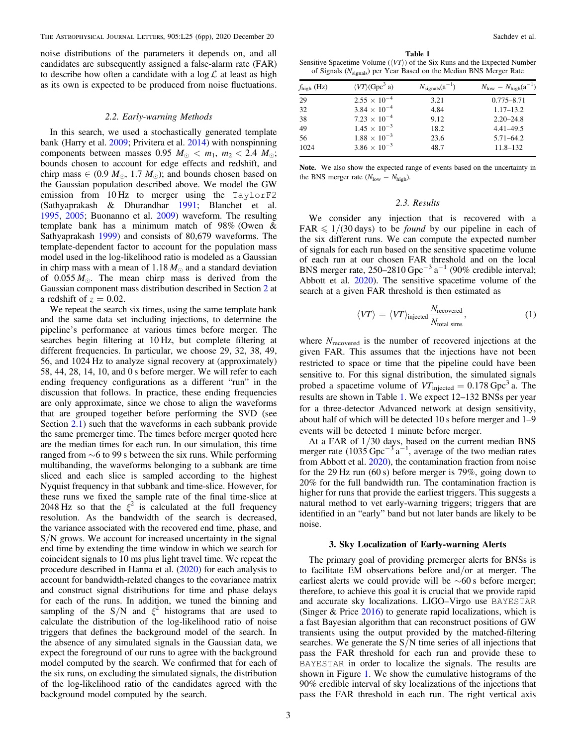noise distributions of the parameters it depends on, and all candidates are subsequently assigned a false-alarm rate (FAR) to describe how often a candidate with a $\log \mathcal{L}$ at least as high as its own is expected to be produced from noise fluctuations.

### 2.2. Early-warning Methods

In this search, we used a stochastically generated template bank (Harry et al. 2009; Privitera et al. 2014) with nonspinning components between masses $0.95\ M_{\odot} < m_1, m_2 < 2.4\ M_{\odot}$; bounds chosen to account for edge effects and redshift, and chirp mass $\in (0.9\ M_{\odot}, 1.7\ M_{\odot})$; and bounds chosen based on the Gaussian population described above. We model the GW emission from 10 Hz to merger using the `TaylorF2` (Sathyaprakash & Dhurandhar 1991; Blanchet et al. 1995, 2005; Buonanno et al. 2009) waveform. The resulting template bank has a minimum match of 98% (Owen & Sathyaprakash 1999) and consists of 80,679 waveforms. The template-dependent factor to account for the population mass model used in the log-likelihood ratio is modeled as a Gaussian in chirp mass with a mean of $1.18\,M_{\odot}$ and a standard deviation of $0.055\,M_{\odot}$. The mean chirp mass is derived from the Gaussian component mass distribution described in Section 2 at a redshift of $z = 0.02$.

We repeat the search six times, using the same template bank and the same data set including injections, to determine the pipeline's performance at various times before merger. The searches begin filtering at 10 Hz, but complete filtering at different frequencies. In particular, we choose 29, 32, 38, 49, 56, and 1024 Hz to analyze signal recovery at (approximately) 58, 44, 28, 14, 10, and 0 s before merger. We will refer to each ending frequency configurations as a different "run" in the discussion that follows. In practice, these ending frequencies are only approximate, since we chose to align the waveforms that are grouped together before performing the SVD (see Section 2.1) such that the waveforms in each subbank provide the same premerger time. The times before merger quoted here are the median times for each run. In our simulation, this time ranged from ∼6 to 99 s between the six runs. While performing multibanding, the waveforms belonging to a subbank are time sliced and each slice is sampled according to the highest Nyquist frequency in that subbank and time-slice. However, for these runs we fixed the sample rate of the final time-slice at 2048 Hz so that the $\xi^2$ is calculated at the full frequency resolution. As the bandwidth of the search is decreased, the variance associated with the recovered end time, phase, and S/N grows. We account for increased uncertainty in the signal end time by extending the time window in which we search for coincident signals to 10 ms plus light travel time. We repeat the procedure described in Hanna et al. (2020) for each analysis to account for bandwidth-related changes to the covariance matrix and construct signal distributions for time and phase delays for each of the runs. In addition, we tuned the binning and sampling of the S/N and $\xi^2$ histograms that are used to calculate the distribution of the log-likelihood ratio of noise triggers that defines the background model of the search. In the absence of any simulated signals in the Gaussian data, we expect the foreground of our runs to agree with the background model computed by the search. We confirmed that for each of the six runs, on excluding the simulated signals, the distribution of the log-likelihood ratio of the candidates agreed with the background model computed by the search.

**Table 1**
Sensitive Spacetime Volume ($\langle VT \rangle$) of the Six Runs and the Expected Number of Signals ($N_{\rm signals}$) per Year Based on the Median BNS Merger Rate

| $f_{\rm high}$ (Hz) | $\langle VT \rangle$(Gpc$^3$ a) | $N_{\rm signals}$(a$^{-1}$) | $N_{\rm low} - N_{\rm high}$(a$^{-1}$) |
|---|---|---|---|
| 29 | $2.55 \times 10^{-4}$ | 3.21 | 0.775–8.71 |
| 32 | $3.84 \times 10^{-4}$ | 4.84 | 1.17–13.2 |
| 38 | $7.23 \times 10^{-4}$ | 9.12 | 2.20–24.8 |
| 49 | $1.45 \times 10^{-3}$ | 18.2 | 4.41–49.5 |
| 56 | $1.88 \times 10^{-3}$ | 23.6 | 5.71–64.2 |
| 1024 | $3.86 \times 10^{-3}$ | 48.7 | 11.8–132 |

**Note.** We also show the expected range of events based on the uncertainty in the BNS merger rate ($N_{\rm low} - N_{\rm high}$).

### 2.3. Results

We consider any injection that is recovered with a FAR $\leqslant 1/(30$ days) to be *found* by our pipeline in each of the six different runs. We can compute the expected number of signals for each run based on the sensitive spacetime volume of each run at our chosen FAR threshold and on the local BNS merger rate, 250–2810 Gpc$^{-3}$ a$^{-1}$ (90% credible interval; Abbott et al. 2020). The sensitive spacetime volume of the search at a given FAR threshold is then estimated as

$$\langle VT \rangle = \langle VT \rangle_{\rm injected} \frac{N_{\rm recovered}}{N_{\rm total\ sims}}, \tag{1}$$

where $N_{\rm recovered}$ is the number of recovered injections at the given FAR. This assumes that the injections have not been restricted to space or time that the pipeline could have been sensitive to. For this signal distribution, the simulated signals probed a spacetime volume of $VT_{\rm injected} = 0.178$ Gpc$^3$ a. The results are shown in Table 1. We expect 12–132 BNSs per year for a three-detector Advanced network at design sensitivity, about half of which will be detected 10 s before merger and 1–9 events will be detected 1 minute before merger.

At a FAR of 1/30 days, based on the current median BNS merger rate (1035 Gpc$^{-3}$ a$^{-1}$, average of the two median rates from Abbott et al. 2020), the contamination fraction from noise for the 29 Hz run (60 s) before merger is 79%, going down to 20% for the full bandwidth run. The contamination fraction is higher for runs that provide the earliest triggers. This suggests a natural method to vet early-warning triggers; triggers that are identified in an "early" band but not later bands are likely to be noise.

## 3. Sky Localization of Early-warning Alerts

The primary goal of providing premerger alerts for BNSs is to facilitate EM observations before and/or at merger. The earliest alerts we could provide will be ∼60 s before merger; therefore, to achieve this goal it is crucial that we provide rapid and accurate sky localizations. LIGO–Virgo use `BAYESTAR` (Singer & Price 2016) to generate rapid localizations, which is a fast Bayesian algorithm that can reconstruct positions of GW transients using the output provided by the matched-filtering searches. We generate the S/N time series of all injections that pass the FAR threshold for each run and provide these to `BAYESTAR` in order to localize the signals. The results are shown in Figure 1. We show the cumulative histograms of the 90% credible interval of sky localizations of the injections that pass the FAR threshold in each run. The right vertical axis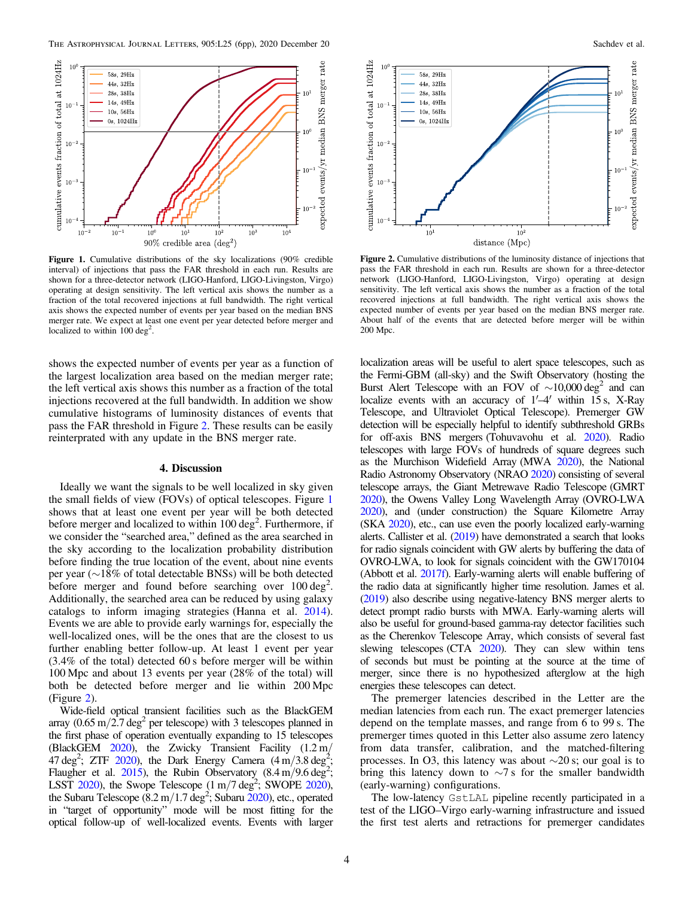**Figure 1.** Cumulative distributions of the sky localizations (90% credible interval) of injections that pass the FAR threshold in each run. Results are shown for a three-detector network (LIGO-Hanford, LIGO-Livingston, Virgo) operating at design sensitivity. The left vertical axis shows the number as a fraction of the total recovered injections at full bandwidth. The right vertical axis shows the expected number of events per year based on the median BNS merger rate. We expect at least one event per year detected before merger and localized to within 100 deg$^2$.

**Figure 2.** Cumulative distributions of the luminosity distance of injections that pass the FAR threshold in each run. Results are shown for a three-detector network (LIGO-Hanford, LIGO-Livingston, Virgo) operating at design sensitivity. The left vertical axis shows the number as a fraction of the total recovered injections at full bandwidth. The right vertical axis shows the expected number of events per year based on the median BNS merger rate. About half of the events that are detected before merger will be within 200 Mpc.

shows the expected number of events per year as a function of the largest localization area based on the median merger rate; the left vertical axis shows this number as a fraction of the total injections recovered at the full bandwidth. In addition we show cumulative histograms of luminosity distances of events that pass the FAR threshold in Figure 2. These results can be easily reinterpreted with any update in the BNS merger rate.

## 4. Discussion

Ideally we want the signals to be well localized in sky given the small fields of view (FOVs) of optical telescopes. Figure 1 shows that at least one event per year will be both detected before merger and localized to within 100 deg$^2$. Furthermore, if we consider the "searched area," defined as the area searched in the sky according to the localization probability distribution before finding the true location of the event, about nine events per year (~18% of total detectable BNSs) will be both detected before merger and found before searching over 100 deg$^2$. Additionally, the searched area can be reduced by using galaxy catalogs to inform imaging strategies (Hanna et al. 2014). Events we are able to provide early warnings for, especially the well-localized ones, will be the ones that are the closest to us further enabling better follow-up. At least 1 event per year (3.4% of the total) detected 60 s before merger will be within 100 Mpc and about 13 events per year (28% of the total) will both be detected before merger and lie within 200 Mpc (Figure 2).

Wide-field optical transient facilities such as the BlackGEM array (0.65 m/2.7 deg$^2$ per telescope) with 3 telescopes planned in the first phase of operation eventually expanding to 15 telescopes (BlackGEM 2020), the Zwicky Transient Facility (1.2 m/47 deg$^2$; ZTF 2020), the Dark Energy Camera (4 m/3.8 deg$^2$; Flaugher et al. 2015), the Rubin Observatory (8.4 m/9.6 deg$^2$; LSST 2020), the Swope Telescope (1 m/7 deg$^2$; SWOPE 2020), the Subaru Telescope (8.2 m/1.7 deg$^2$; Subaru 2020), etc., operated in "target of opportunity" mode will be most fitting for the optical follow-up of well-localized events. Events with larger localization areas will be useful to alert space telescopes, such as the Fermi-GBM (all-sky) and the Swift Observatory (hosting the Burst Alert Telescope with an FOV of ~10,000 deg$^2$ and can localize events with an accuracy of 1′–4′ within 15 s, X-Ray Telescope, and Ultraviolet Optical Telescope). Premerger GW detection will be especially helpful to identify subthreshold GRBs for off-axis BNS mergers (Tohuvavohu et al. 2020). Radio telescopes with large FOVs of hundreds of square degrees such as the Murchison Widefield Array (MWA 2020), the National Radio Astronomy Observatory (NRAO 2020) consisting of several telescope arrays, the Giant Metrewave Radio Telescope (GMRT 2020), the Owens Valley Long Wavelength Array (OVRO-LWA 2020), and (under construction) the Square Kilometre Array (SKA 2020), etc., can use even the poorly localized early-warning alerts. Callister et al. (2019) have demonstrated a search that looks for radio signals coincident with GW alerts by buffering the data of OVRO-LWA, to look for signals coincident with the GW170104 (Abbott et al. 2017f). Early-warning alerts will enable buffering of the radio data at significantly higher time resolution. James et al. (2019) also describe using negative-latency BNS merger alerts to detect prompt radio bursts with MWA. Early-warning alerts will also be useful for ground-based gamma-ray detector facilities such as the Cherenkov Telescope Array, which consists of several fast slewing telescopes (CTA 2020). They can slew within tens of seconds but must be pointing at the source at the time of merger, since there is no hypothesized afterglow at the high energies these telescopes can detect.

The premerger latencies described in the Letter are the median latencies from each run. The exact premerger latencies depend on the template masses, and range from 6 to 99 s. The premerger times quoted in this Letter also assume zero latency from data transfer, calibration, and the matched-filtering processes. In O3, this latency was about ~20 s; our goal is to bring this latency down to ~7 s for the smaller bandwidth (early-warning) configurations.

The low-latency GstLAL pipeline recently participated in a test of the LIGO–Virgo early-warning infrastructure and issued the first test alerts and retractions for premerger candidates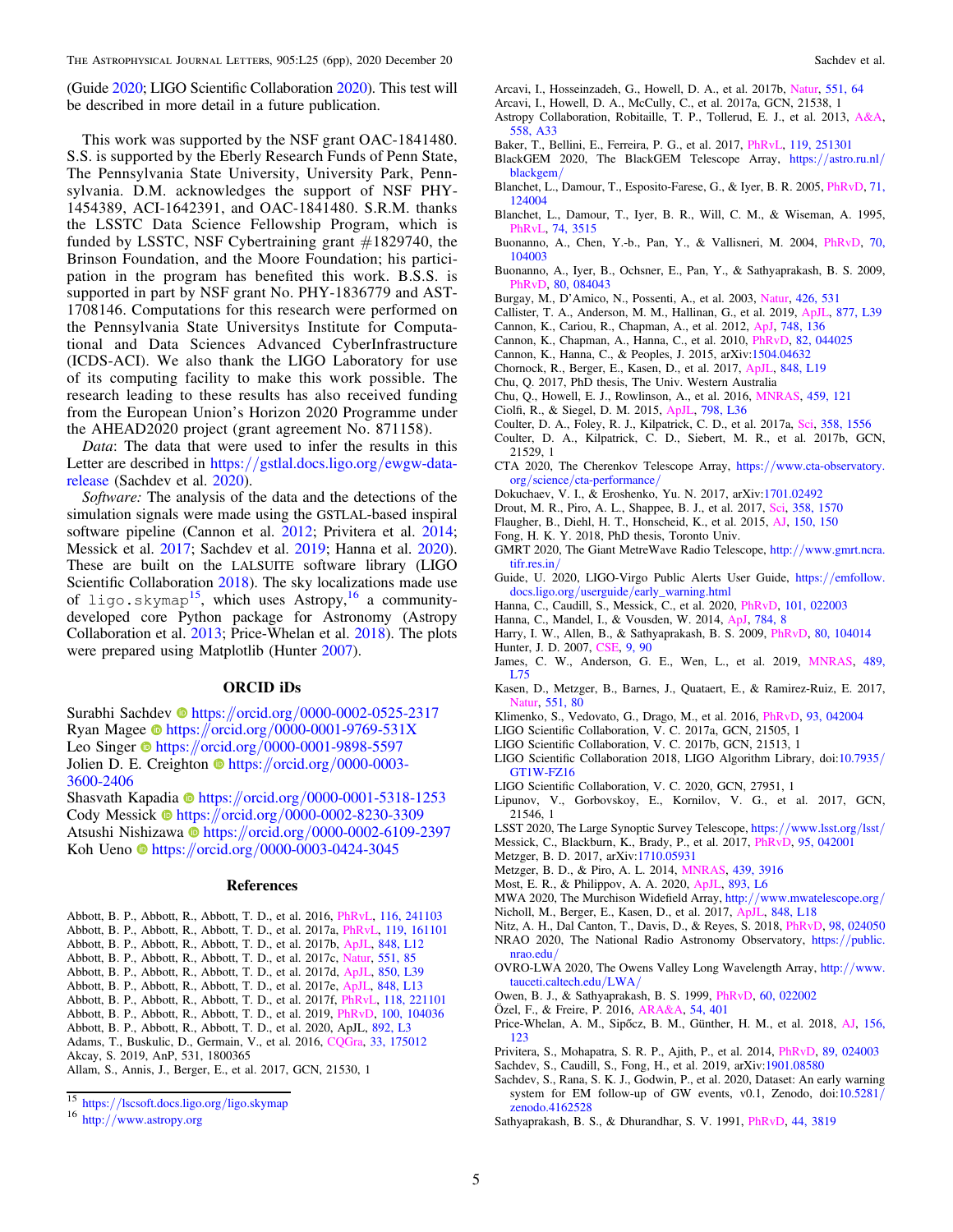(Guide 2020; LIGO Scientific Collaboration 2020). This test will be described in more detail in a future publication.

This work was supported by the NSF grant OAC-1841480. S.S. is supported by the Eberly Research Funds of Penn State, The Pennsylvania State University, University Park, Pennsylvania. D.M. acknowledges the support of NSF PHY-1454389, ACI-1642391, and OAC-1841480. S.R.M. thanks the LSSTC Data Science Fellowship Program, which is funded by LSSTC, NSF Cybertraining grant #1829740, the Brinson Foundation, and the Moore Foundation; his participation in the program has benefited this work. B.S.S. is supported in part by NSF grant No. PHY-1836779 and AST-1708146. Computations for this research were performed on the Pennsylvania State Universitys Institute for Computational and Data Sciences Advanced CyberInfrastructure (ICDS-ACI). We also thank the LIGO Laboratory for use of its computing facility to make this work possible. The research leading to these results has also received funding from the European Union's Horizon 2020 Programme under the AHEAD2020 project (grant agreement No. 871158).

*Data*: The data that were used to infer the results in this Letter are described in https://gstlal.docs.ligo.org/ewgw-data-release (Sachdev et al. 2020).

*Software:* The analysis of the data and the detections of the simulation signals were made using the GSTLAL-based inspiral software pipeline (Cannon et al. 2012; Privitera et al. 2014; Messick et al. 2017; Sachdev et al. 2019; Hanna et al. 2020). These are built on the LALSUITE software library (LIGO Scientific Collaboration 2018). The sky localizations made use of `ligo.skymap`[15], which uses Astropy,[16] a community-developed core Python package for Astronomy (Astropy Collaboration et al. 2013; Price-Whelan et al. 2018). The plots were prepared using Matplotlib (Hunter 2007).

## ORCID iDs

Surabhi Sachdev https://orcid.org/0000-0002-0525-2317
Ryan Magee https://orcid.org/0000-0001-9769-531X
Leo Singer https://orcid.org/0000-0001-9898-5597
Jolien D. E. Creighton https://orcid.org/0000-0003-3600-2406
Shasvath Kapadia https://orcid.org/0000-0001-5318-1253
Cody Messick https://orcid.org/0000-0002-8230-3309
Atsushi Nishizawa https://orcid.org/0000-0002-6109-2397
Koh Ueno https://orcid.org/0000-0003-0424-3045

## References

Abbott, B. P., Abbott, R., Abbott, T. D., et al. 2016, PhRvL, 116, 241103
Abbott, B. P., Abbott, R., Abbott, T. D., et al. 2017a, PhRvL, 119, 161101
Abbott, B. P., Abbott, R., Abbott, T. D., et al. 2017b, ApJL, 848, L12
Abbott, B. P., Abbott, R., Abbott, T. D., et al. 2017c, Natur, 551, 85
Abbott, B. P., Abbott, R., Abbott, T. D., et al. 2017d, ApJL, 850, L39
Abbott, B. P., Abbott, R., Abbott, T. D., et al. 2017e, ApJL, 848, L13
Abbott, B. P., Abbott, R., Abbott, T. D., et al. 2017f, PhRvL, 118, 221101
Abbott, B. P., Abbott, R., Abbott, T. D., et al. 2019, PhRvD, 100, 104036
Abbott, B. P., Abbott, R., Abbott, T. D., et al. 2020, ApJL, 892, L3
Adams, T., Buskulic, D., Germain, V., et al. 2016, CQGra, 33, 175012
Akcay, S. 2019, AnP, 531, 1800365
Allam, S., Annis, J., Berger, E., et al. 2017, GCN, 21530, 1
Arcavi, I., Hosseinzadeh, G., Howell, D. A., et al. 2017b, Natur, 551, 64
Arcavi, I., Howell, D. A., McCully, C., et al. 2017a, GCN, 21538, 1
Astropy Collaboration, Robitaille, T. P., Tollerud, E. J., et al. 2013, A&A, 558, A33
Baker, T., Bellini, E., Ferreira, P. G., et al. 2017, PhRvL, 119, 251301
BlackGEM 2020, The BlackGEM Telescope Array, https://astro.ru.nl/blackgem/
Blanchet, L., Damour, T., Esposito-Farese, G., & Iyer, B. R. 2005, PhRvD, 71, 124004
Blanchet, L., Damour, T., Iyer, B. R., Will, C. M., & Wiseman, A. 1995, PhRvL, 74, 3515
Buonanno, A., Chen, Y.-b., Pan, Y., & Vallisneri, M. 2004, PhRvD, 70, 104003
Buonanno, A., Iyer, B., Ochsner, E., Pan, Y., & Sathyaprakash, B. S. 2009, PhRvD, 80, 084043
Burgay, M., D'Amico, N., Possenti, A., et al. 2003, Natur, 426, 531
Callister, T. A., Anderson, M. M., Hallinan, G., et al. 2019, ApJL, 877, L39
Cannon, K., Cariou, R., Chapman, A., et al. 2012, ApJ, 748, 136
Cannon, K., Chapman, A., Hanna, C., et al. 2010, PhRvD, 82, 044025
Cannon, K., Hanna, C., & Peoples, J. 2015, arXiv:1504.04632
Chornock, R., Berger, E., Kasen, D., et al. 2017, ApJL, 848, L19
Chu, Q. 2017, PhD thesis, The Univ. Western Australia
Chu, Q., Howell, E. J., Rowlinson, A., et al. 2016, MNRAS, 459, 121
Ciolfi, R., & Siegel, D. M. 2015, ApJL, 798, L36
Coulter, D. A., Foley, R. J., Kilpatrick, C. D., et al. 2017a, Sci, 358, 1556
Coulter, D. A., Kilpatrick, C. D., Siebert, M. R., et al. 2017b, GCN, 21529, 1
CTA 2020, The Cherenkov Telescope Array, https://www.cta-observatory.org/science/cta-performance/
Dokuchaev, V. I., & Eroshenko, Yu. N. 2017, arXiv:1701.02492
Drout, M. R., Piro, A. L., Shappee, B. J., et al. 2017, Sci, 358, 1570
Flaugher, B., Diehl, H. T., Honscheid, K., et al. 2015, AJ, 150, 150
Fong, H. K. Y. 2018, PhD thesis, Toronto Univ.
GMRT 2020, The Giant MetreWave Radio Telescope, http://www.gmrt.ncra.tifr.res.in/
Guide, U. 2020, LIGO-Virgo Public Alerts User Guide, https://emfollow.docs.ligo.org/userguide/early_warning.html
Hanna, C., Caudill, S., Messick, C., et al. 2020, PhRvD, 101, 022003
Hanna, C., Mandel, I., & Vousden, W. 2014, ApJ, 784, 8
Harry, I. W., Allen, B., & Sathyaprakash, B. S. 2009, PhRvD, 80, 104014
Hunter, J. D. 2007, CSE, 9, 90
James, C. W., Anderson, G. E., Wen, L., et al. 2019, MNRAS, 489, L75
Kasen, D., Metzger, B., Barnes, J., Quataert, E., & Ramirez-Ruiz, E. 2017, Natur, 551, 80
Klimenko, S., Vedovato, G., Drago, M., et al. 2016, PhRvD, 93, 042004
LIGO Scientific Collaboration, V. C. 2017a, GCN, 21505, 1
LIGO Scientific Collaboration, V. C. 2017b, GCN, 21513, 1
LIGO Scientific Collaboration 2018, LIGO Algorithm Library, doi:10.7935/GT1W-FZ16
LIGO Scientific Collaboration, V. C. 2020, GCN, 27951, 1
Lipunov, V., Gorbovskoy, E., Kornilov, V. G., et al. 2017, GCN, 21546, 1
LSST 2020, The Large Synoptic Survey Telescope, https://www.lsst.org/lsst/
Messick, C., Blackburn, K., Brady, P., et al. 2017, PhRvD, 95, 042001
Metzger, B. D. 2017, arXiv:1710.05931
Metzger, B. D., & Piro, A. L. 2014, MNRAS, 439, 3916
Most, E. R., & Philippov, A. A. 2020, ApJL, 893, L6
MWA 2020, The Murchison Widefield Array, http://www.mwatelescope.org/
Nicholl, M., Berger, E., Kasen, D., et al. 2017, ApJL, 848, L18
Nitz, A. H., Dal Canton, T., Davis, D., & Reyes, S. 2018, PhRvD, 98, 024050
NRAO 2020, The National Radio Astronomy Observatory, https://public.nrao.edu/
OVRO-LWA 2020, The Owens Valley Long Wavelength Array, http://www.tauceti.caltech.edu/LWA/
Owen, B. J., & Sathyaprakash, B. S. 1999, PhRvD, 60, 022002
Özel, F., & Freire, P. 2016, ARA&A, 54, 401
Price-Whelan, A. M., Sipőcz, B. M., Günther, H. M., et al. 2018, AJ, 156, 123
Privitera, S., Mohapatra, S. R. P., Ajith, P., et al. 2014, PhRvD, 89, 024003
Sachdev, S., Caudill, S., Fong, H., et al. 2019, arXiv:1901.08580
Sachdev, S., Rana, S. K. J., Godwin, P., et al. 2020, Dataset: An early warning system for EM follow-up of GW events, v0.1, Zenodo, doi:10.5281/zenodo.4162528
Sathyaprakash, B. S., & Dhurandhar, S. V. 1991, PhRvD, 44, 3819

[15] https://lscsoft.docs.ligo.org/ligo.skymap
[16] http://www.astropy.org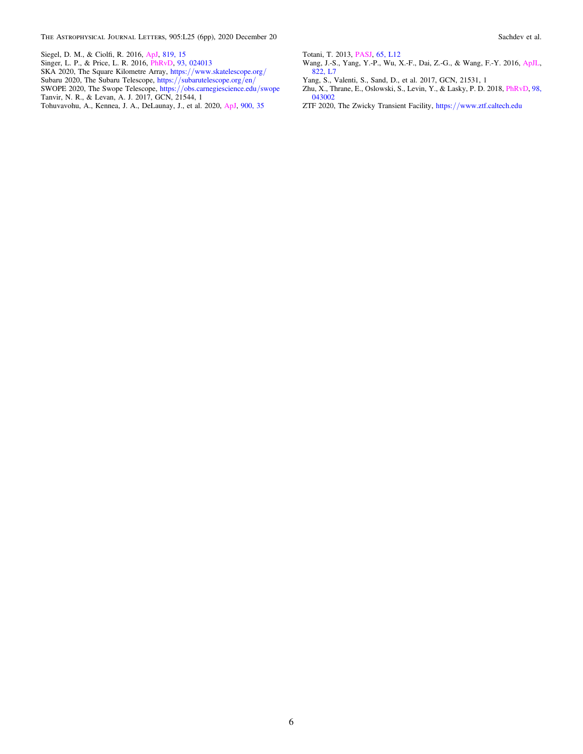Siegel, D. M., & Ciolfi, R. 2016, ApJ, 819, 15
Singer, L. P., & Price, L. R. 2016, PhRvD, 93, 024013
SKA 2020, The Square Kilometre Array, https://www.skatelescope.org/
Subaru 2020, The Subaru Telescope, https://subarutelescope.org/en/
SWOPE 2020, The Swope Telescope, https://obs.carnegiescience.edu/swope
Tanvir, N. R., & Levan, A. J. 2017, GCN, 21544, 1
Tohuvavohu, A., Kennea, J. A., DeLaunay, J., et al. 2020, ApJ, 900, 35
Totani, T. 2013, PASJ, 65, L12
Wang, J.-S., Yang, Y.-P., Wu, X.-F., Dai, Z.-G., & Wang, F.-Y. 2016, ApJL, 822, L7
Yang, S., Valenti, S., Sand, D., et al. 2017, GCN, 21531, 1
Zhu, X., Thrane, E., Oslowski, S., Levin, Y., & Lasky, P. D. 2018, PhRvD, 98, 043002
ZTF 2020, The Zwicky Transient Facility, https://www.ztf.caltech.edu